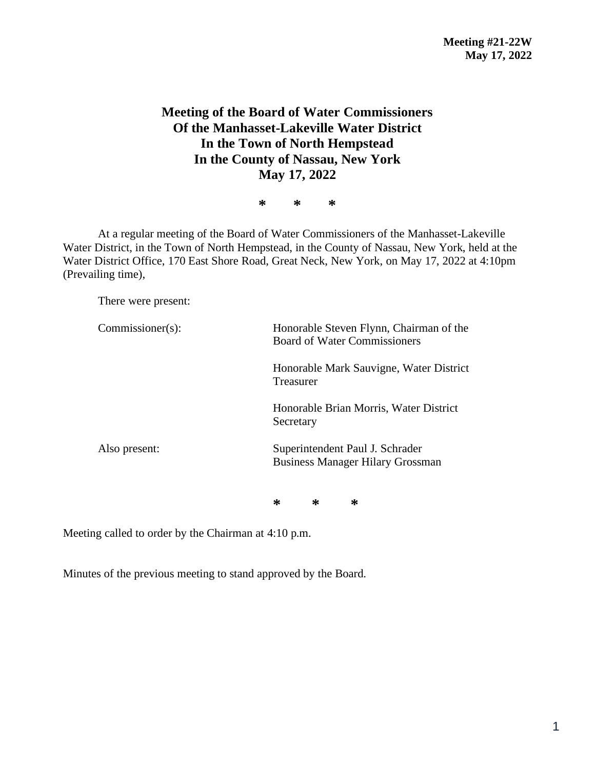**Meeting #21-22W**
**May 17, 2022**

# Meeting of the Board of Water Commissioners Of the Manhasset-Lakeville Water District In the Town of North Hempstead In the County of Nassau, New York May 17, 2022

\* \* \*

At a regular meeting of the Board of Water Commissioners of the Manhasset-Lakeville Water District, in the Town of North Hempstead, in the County of Nassau, New York, held at the Water District Office, 170 East Shore Road, Great Neck, New York, on May 17, 2022 at 4:10pm (Prevailing time),

There were present:

| | |
|---|---|
| Commissioner(s): | Honorable Steven Flynn, Chairman of the Board of Water Commissioners |
| | Honorable Mark Sauvigne, Water District Treasurer |
| | Honorable Brian Morris, Water District Secretary |
| Also present: | Superintendent Paul J. Schrader<br>Business Manager Hilary Grossman |

\* \* \*

Meeting called to order by the Chairman at 4:10 p.m.

Minutes of the previous meeting to stand approved by the Board.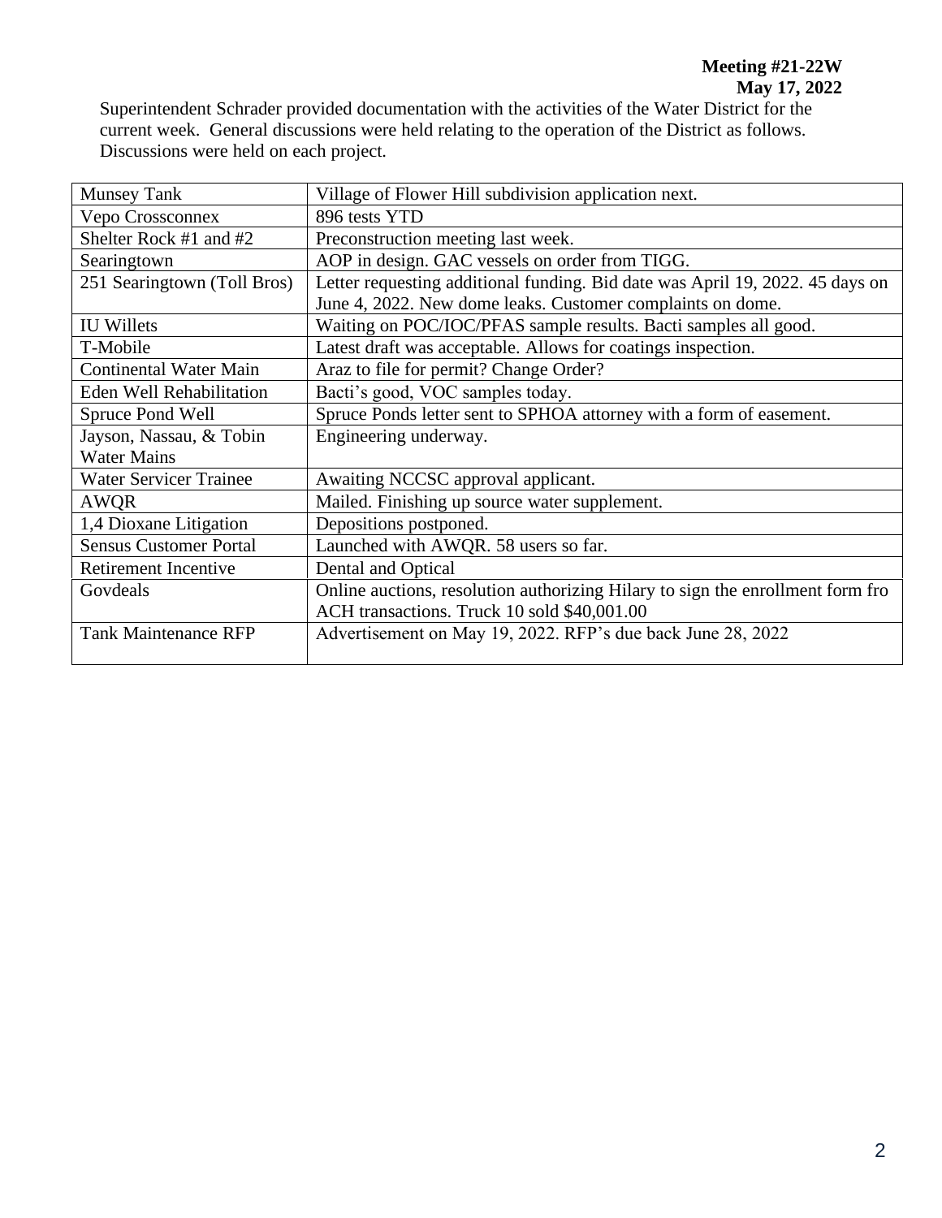**Meeting #21-22W**
**May 17, 2022**

Superintendent Schrader provided documentation with the activities of the Water District for the current week. General discussions were held relating to the operation of the District as follows. Discussions were held on each project.

| | |
|---|---|
| Munsey Tank | Village of Flower Hill subdivision application next. |
| Vepo Crossconnex | 896 tests YTD |
| Shelter Rock #1 and #2 | Preconstruction meeting last week. |
| Searingtown | AOP in design. GAC vessels on order from TIGG. |
| 251 Searingtown (Toll Bros) | Letter requesting additional funding. Bid date was April 19, 2022. 45 days on June 4, 2022. New dome leaks. Customer complaints on dome. |
| IU Willets | Waiting on POC/IOC/PFAS sample results. Bacti samples all good. |
| T-Mobile | Latest draft was acceptable. Allows for coatings inspection. |
| Continental Water Main | Araz to file for permit? Change Order? |
| Eden Well Rehabilitation | Bacti's good, VOC samples today. |
| Spruce Pond Well | Spruce Ponds letter sent to SPHOA attorney with a form of easement. |
| Jayson, Nassau, & Tobin Water Mains | Engineering underway. |
| Water Servicer Trainee | Awaiting NCCSC approval applicant. |
| AWQR | Mailed. Finishing up source water supplement. |
| 1,4 Dioxane Litigation | Depositions postponed. |
| Sensus Customer Portal | Launched with AWQR. 58 users so far. |
| Retirement Incentive | Dental and Optical |
| Govdeals | Online auctions, resolution authorizing Hilary to sign the enrollment form fro ACH transactions. Truck 10 sold $40,001.00 |
| Tank Maintenance RFP | Advertisement on May 19, 2022. RFP's due back June 28, 2022 |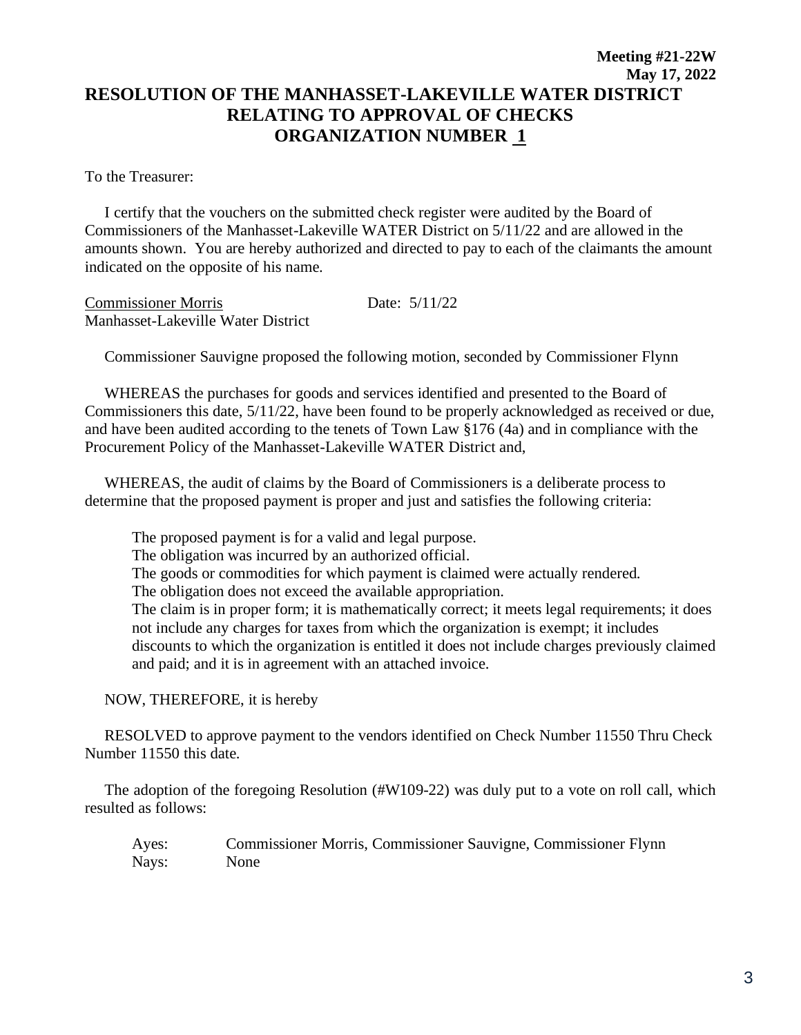**Meeting #21-22W**
**May 17, 2022**

# RESOLUTION OF THE MANHASSET-LAKEVILLE WATER DISTRICT RELATING TO APPROVAL OF CHECKS ORGANIZATION NUMBER 1

To the Treasurer:

I certify that the vouchers on the submitted check register were audited by the Board of Commissioners of the Manhasset-Lakeville WATER District on 5/11/22 and are allowed in the amounts shown. You are hereby authorized and directed to pay to each of the claimants the amount indicated on the opposite of his name.

Commissioner Morris　　　　　　Date: 5/11/22
Manhasset-Lakeville Water District

Commissioner Sauvigne proposed the following motion, seconded by Commissioner Flynn

WHEREAS the purchases for goods and services identified and presented to the Board of Commissioners this date, 5/11/22, have been found to be properly acknowledged as received or due, and have been audited according to the tenets of Town Law §176 (4a) and in compliance with the Procurement Policy of the Manhasset-Lakeville WATER District and,

WHEREAS, the audit of claims by the Board of Commissioners is a deliberate process to determine that the proposed payment is proper and just and satisfies the following criteria:

The proposed payment is for a valid and legal purpose.
The obligation was incurred by an authorized official.
The goods or commodities for which payment is claimed were actually rendered.
The obligation does not exceed the available appropriation.
The claim is in proper form; it is mathematically correct; it meets legal requirements; it does not include any charges for taxes from which the organization is exempt; it includes discounts to which the organization is entitled it does not include charges previously claimed and paid; and it is in agreement with an attached invoice.

NOW, THEREFORE, it is hereby

RESOLVED to approve payment to the vendors identified on Check Number 11550 Thru Check Number 11550 this date.

The adoption of the foregoing Resolution (#W109-22) was duly put to a vote on roll call, which resulted as follows:

Ayes: Commissioner Morris, Commissioner Sauvigne, Commissioner Flynn
Nays: None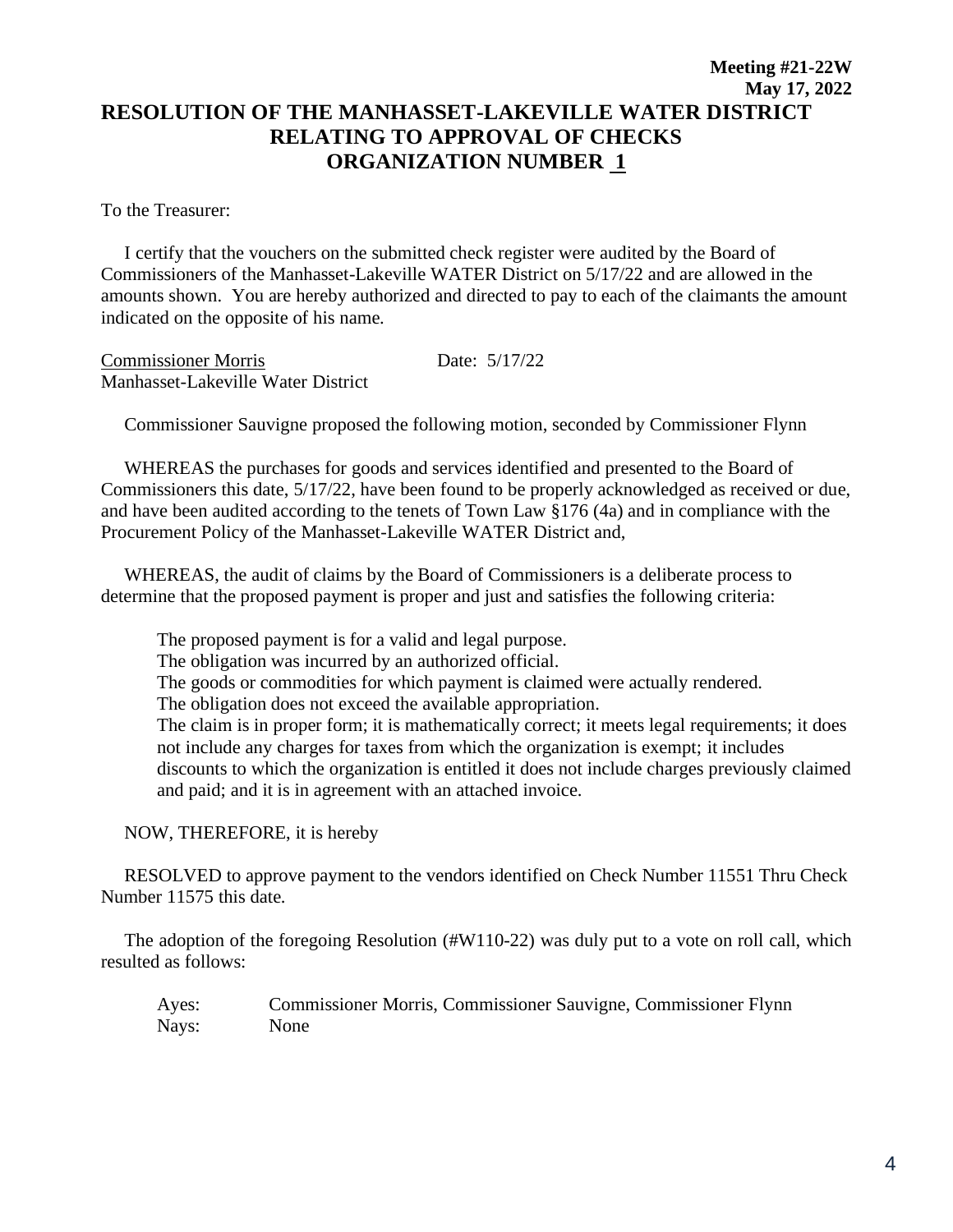**Meeting #21-22W**
**May 17, 2022**

# RESOLUTION OF THE MANHASSET-LAKEVILLE WATER DISTRICT RELATING TO APPROVAL OF CHECKS ORGANIZATION NUMBER 1

To the Treasurer:

I certify that the vouchers on the submitted check register were audited by the Board of Commissioners of the Manhasset-Lakeville WATER District on 5/17/22 and are allowed in the amounts shown. You are hereby authorized and directed to pay to each of the claimants the amount indicated on the opposite of his name.

Commissioner Morris Date: 5/17/22
Manhasset-Lakeville Water District

Commissioner Sauvigne proposed the following motion, seconded by Commissioner Flynn

WHEREAS the purchases for goods and services identified and presented to the Board of Commissioners this date, 5/17/22, have been found to be properly acknowledged as received or due, and have been audited according to the tenets of Town Law §176 (4a) and in compliance with the Procurement Policy of the Manhasset-Lakeville WATER District and,

WHEREAS, the audit of claims by the Board of Commissioners is a deliberate process to determine that the proposed payment is proper and just and satisfies the following criteria:

The proposed payment is for a valid and legal purpose.
The obligation was incurred by an authorized official.
The goods or commodities for which payment is claimed were actually rendered.
The obligation does not exceed the available appropriation.
The claim is in proper form; it is mathematically correct; it meets legal requirements; it does not include any charges for taxes from which the organization is exempt; it includes discounts to which the organization is entitled it does not include charges previously claimed and paid; and it is in agreement with an attached invoice.

NOW, THEREFORE, it is hereby

RESOLVED to approve payment to the vendors identified on Check Number 11551 Thru Check Number 11575 this date.

The adoption of the foregoing Resolution (#W110-22) was duly put to a vote on roll call, which resulted as follows:

Ayes: Commissioner Morris, Commissioner Sauvigne, Commissioner Flynn
Nays: None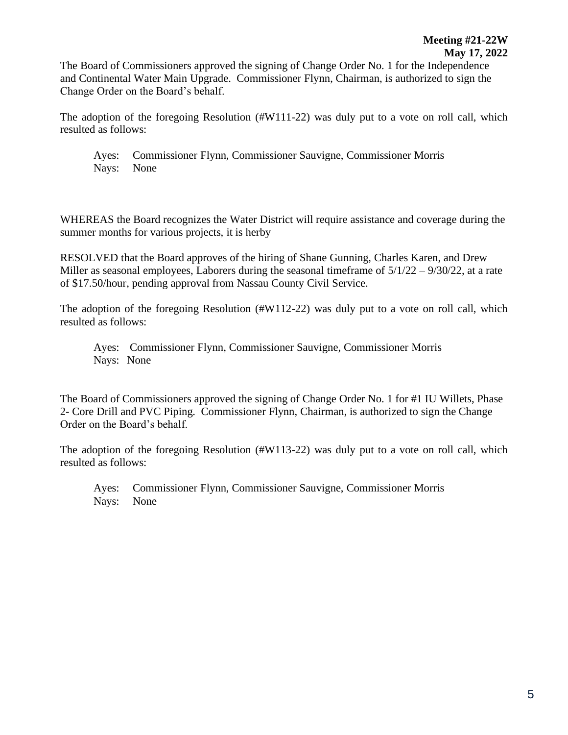**Meeting #21-22W**
**May 17, 2022**

The Board of Commissioners approved the signing of Change Order No. 1 for the Independence and Continental Water Main Upgrade. Commissioner Flynn, Chairman, is authorized to sign the Change Order on the Board's behalf.

The adoption of the foregoing Resolution (#W111-22) was duly put to a vote on roll call, which resulted as follows:

Ayes: Commissioner Flynn, Commissioner Sauvigne, Commissioner Morris
Nays: None

WHEREAS the Board recognizes the Water District will require assistance and coverage during the summer months for various projects, it is herby

RESOLVED that the Board approves of the hiring of Shane Gunning, Charles Karen, and Drew Miller as seasonal employees, Laborers during the seasonal timeframe of 5/1/22 – 9/30/22, at a rate of $17.50/hour, pending approval from Nassau County Civil Service.

The adoption of the foregoing Resolution (#W112-22) was duly put to a vote on roll call, which resulted as follows:

Ayes: Commissioner Flynn, Commissioner Sauvigne, Commissioner Morris
Nays: None

The Board of Commissioners approved the signing of Change Order No. 1 for #1 IU Willets, Phase 2- Core Drill and PVC Piping. Commissioner Flynn, Chairman, is authorized to sign the Change Order on the Board's behalf.

The adoption of the foregoing Resolution (#W113-22) was duly put to a vote on roll call, which resulted as follows:

Ayes: Commissioner Flynn, Commissioner Sauvigne, Commissioner Morris
Nays: None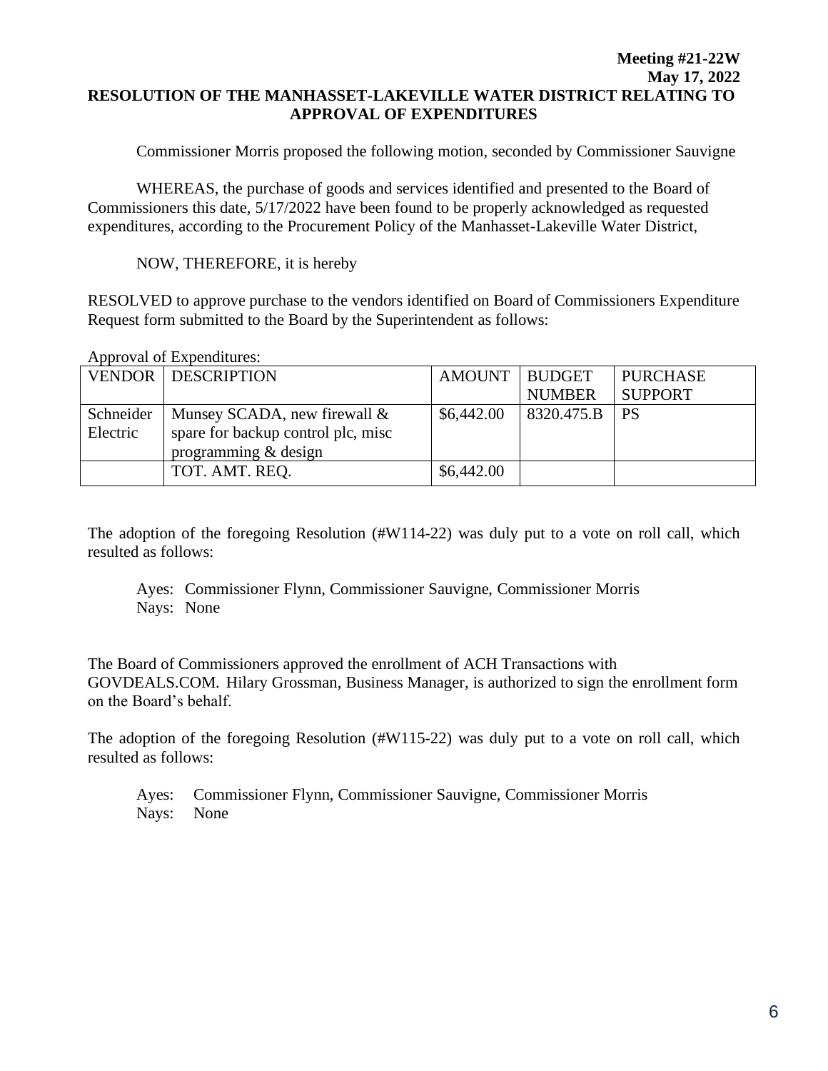**Meeting #21-22W**
**May 17, 2022**

**RESOLUTION OF THE MANHASSET-LAKEVILLE WATER DISTRICT RELATING TO APPROVAL OF EXPENDITURES**

Commissioner Morris proposed the following motion, seconded by Commissioner Sauvigne

WHEREAS, the purchase of goods and services identified and presented to the Board of Commissioners this date, 5/17/2022 have been found to be properly acknowledged as requested expenditures, according to the Procurement Policy of the Manhasset-Lakeville Water District,

NOW, THEREFORE, it is hereby

RESOLVED to approve purchase to the vendors identified on Board of Commissioners Expenditure Request form submitted to the Board by the Superintendent as follows:

Approval of Expenditures:

| VENDOR | DESCRIPTION | AMOUNT | BUDGET NUMBER | PURCHASE SUPPORT |
|---|---|---|---|---|
| Schneider Electric | Munsey SCADA, new firewall & spare for backup control plc, misc programming & design | $6,442.00 | 8320.475.B | PS |
| | TOT. AMT. REQ. | $6,442.00 | | |

The adoption of the foregoing Resolution (#W114-22) was duly put to a vote on roll call, which resulted as follows:

Ayes: Commissioner Flynn, Commissioner Sauvigne, Commissioner Morris
Nays: None

The Board of Commissioners approved the enrollment of ACH Transactions with GOVDEALS.COM. Hilary Grossman, Business Manager, is authorized to sign the enrollment form on the Board's behalf.

The adoption of the foregoing Resolution (#W115-22) was duly put to a vote on roll call, which resulted as follows:

Ayes: Commissioner Flynn, Commissioner Sauvigne, Commissioner Morris
Nays: None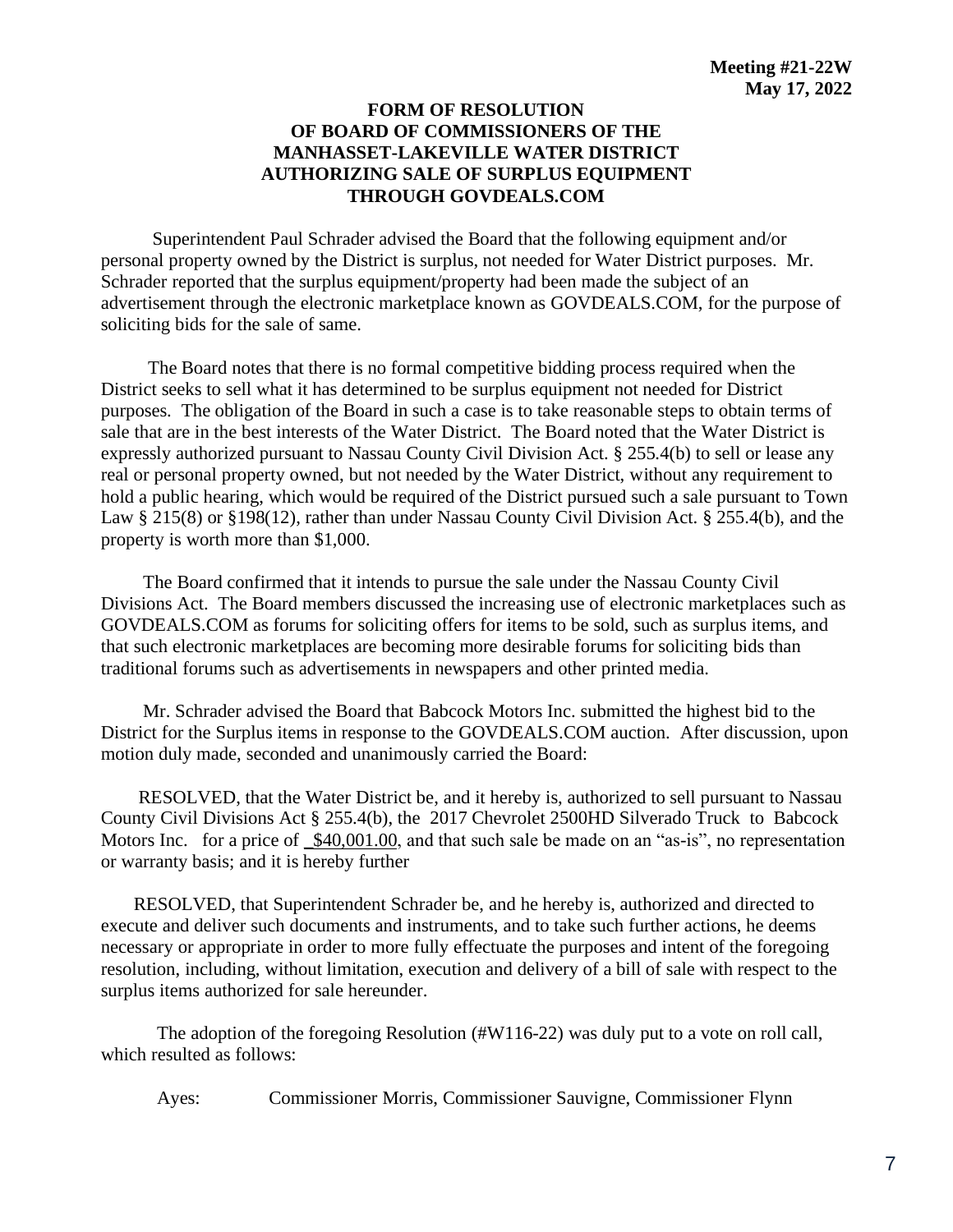**Meeting #21-22W**
**May 17, 2022**

# FORM OF RESOLUTION OF BOARD OF COMMISSIONERS OF THE MANHASSET-LAKEVILLE WATER DISTRICT AUTHORIZING SALE OF SURPLUS EQUIPMENT THROUGH GOVDEALS.COM

Superintendent Paul Schrader advised the Board that the following equipment and/or personal property owned by the District is surplus, not needed for Water District purposes. Mr. Schrader reported that the surplus equipment/property had been made the subject of an advertisement through the electronic marketplace known as GOVDEALS.COM, for the purpose of soliciting bids for the sale of same.

The Board notes that there is no formal competitive bidding process required when the District seeks to sell what it has determined to be surplus equipment not needed for District purposes. The obligation of the Board in such a case is to take reasonable steps to obtain terms of sale that are in the best interests of the Water District. The Board noted that the Water District is expressly authorized pursuant to Nassau County Civil Division Act. § 255.4(b) to sell or lease any real or personal property owned, but not needed by the Water District, without any requirement to hold a public hearing, which would be required of the District pursued such a sale pursuant to Town Law § 215(8) or §198(12), rather than under Nassau County Civil Division Act. § 255.4(b), and the property is worth more than $1,000.

The Board confirmed that it intends to pursue the sale under the Nassau County Civil Divisions Act. The Board members discussed the increasing use of electronic marketplaces such as GOVDEALS.COM as forums for soliciting offers for items to be sold, such as surplus items, and that such electronic marketplaces are becoming more desirable forums for soliciting bids than traditional forums such as advertisements in newspapers and other printed media.

Mr. Schrader advised the Board that Babcock Motors Inc. submitted the highest bid to the District for the Surplus items in response to the GOVDEALS.COM auction. After discussion, upon motion duly made, seconded and unanimously carried the Board:

RESOLVED, that the Water District be, and it hereby is, authorized to sell pursuant to Nassau County Civil Divisions Act § 255.4(b), the 2017 Chevrolet 2500HD Silverado Truck to Babcock Motors Inc. for a price of _$40,001.00, and that such sale be made on an "as-is", no representation or warranty basis; and it is hereby further

RESOLVED, that Superintendent Schrader be, and he hereby is, authorized and directed to execute and deliver such documents and instruments, and to take such further actions, he deems necessary or appropriate in order to more fully effectuate the purposes and intent of the foregoing resolution, including, without limitation, execution and delivery of a bill of sale with respect to the surplus items authorized for sale hereunder.

The adoption of the foregoing Resolution (#W116-22) was duly put to a vote on roll call, which resulted as follows:

Ayes: Commissioner Morris, Commissioner Sauvigne, Commissioner Flynn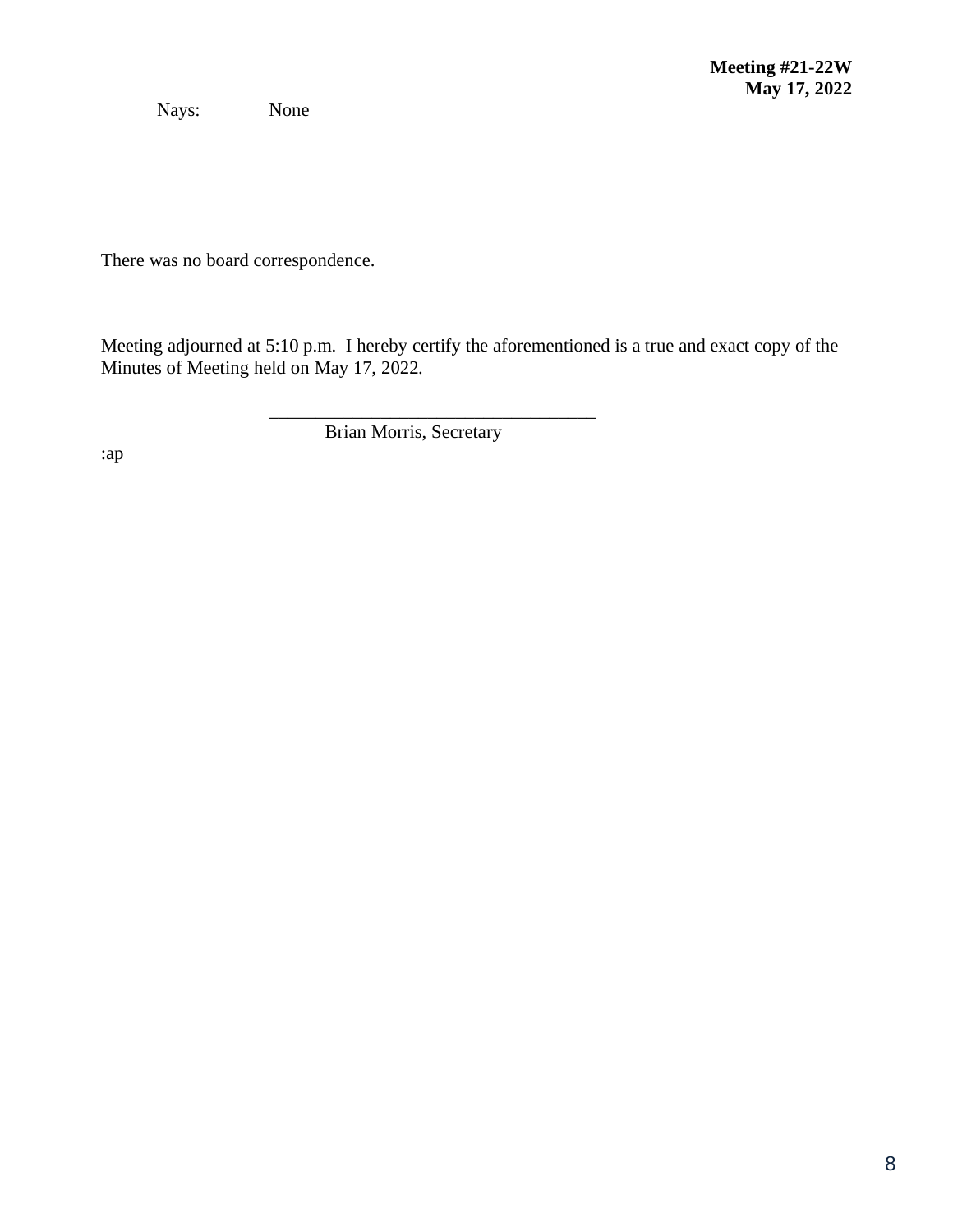Nays: None

There was no board correspondence.

Meeting adjourned at 5:10 p.m. I hereby certify the aforementioned is a true and exact copy of the Minutes of Meeting held on May 17, 2022.

\_\_\_\_\_\_\_\_\_\_\_\_\_\_\_\_\_\_\_\_\_\_\_\_\_\_\_\_\_\_\_\_\_\_\_\_

Brian Morris, Secretary

:ap